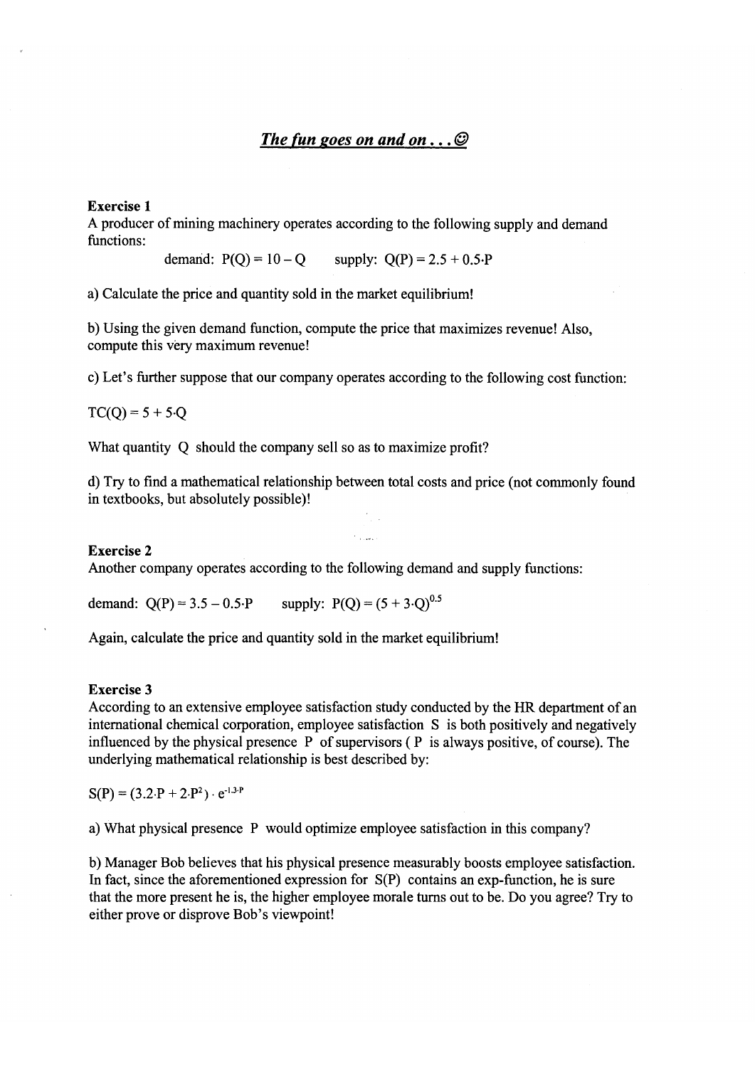# ***The fun goes on and on . . . ☺***

**Exercise 1**

A producer of mining machinery operates according to the following supply and demand functions:

demand: $P(Q) = 10 - Q$ supply: $Q(P) = 2.5 + 0.5 \cdot P$

a) Calculate the price and quantity sold in the market equilibrium!

b) Using the given demand function, compute the price that maximizes revenue! Also, compute this very maximum revenue!

c) Let's further suppose that our company operates according to the following cost function:

$TC(Q) = 5 + 5 \cdot Q$

What quantity $Q$ should the company sell so as to maximize profit?

d) Try to find a mathematical relationship between total costs and price (not commonly found in textbooks, but absolutely possible)!

**Exercise 2**

Another company operates according to the following demand and supply functions:

demand: $Q(P) = 3.5 - 0.5 \cdot P$ supply: $P(Q) = (5 + 3 \cdot Q)^{0.5}$

Again, calculate the price and quantity sold in the market equilibrium!

**Exercise 3**

According to an extensive employee satisfaction study conducted by the HR department of an international chemical corporation, employee satisfaction $S$ is both positively and negatively influenced by the physical presence $P$ of supervisors ( $P$ is always positive, of course). The underlying mathematical relationship is best described by:

$S(P) = (3.2 \cdot P + 2 \cdot P^2) \cdot e^{-1.3 \cdot P}$

a) What physical presence $P$ would optimize employee satisfaction in this company?

b) Manager Bob believes that his physical presence measurably boosts employee satisfaction. In fact, since the aforementioned expression for $S(P)$ contains an exp-function, he is sure that the more present he is, the higher employee morale turns out to be. Do you agree? Try to either prove or disprove Bob's viewpoint!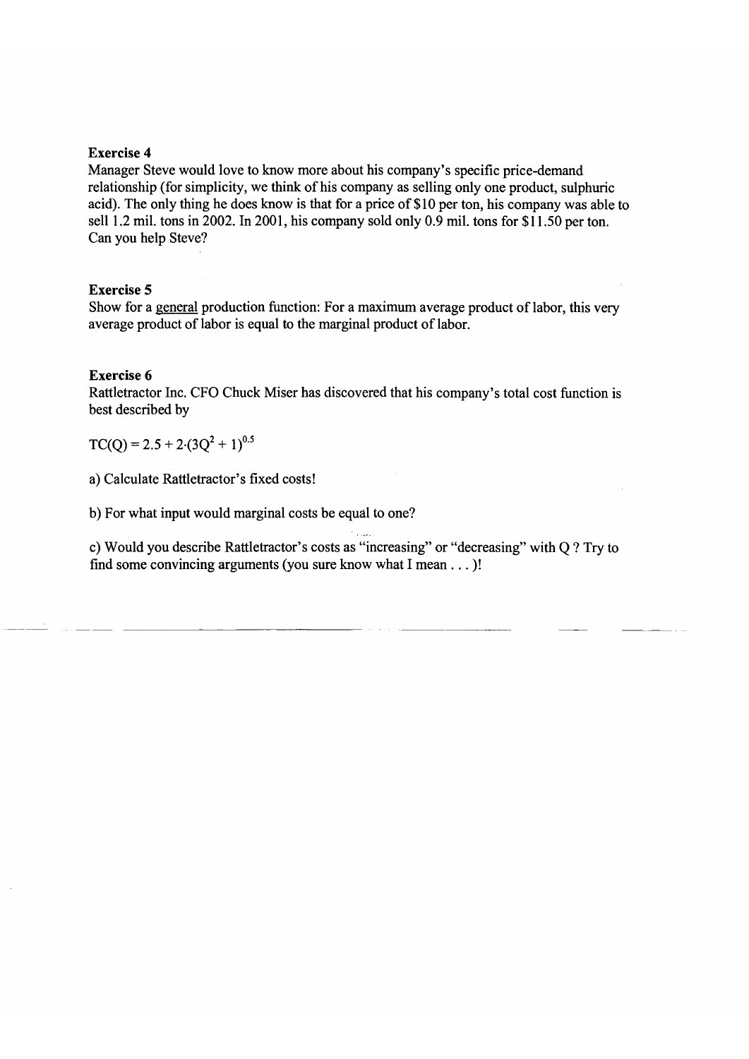**Exercise 4**

Manager Steve would love to know more about his company's specific price-demand relationship (for simplicity, we think of his company as selling only one product, sulphuric acid). The only thing he does know is that for a price of \$10 per ton, his company was able to sell 1.2 mil. tons in 2002. In 2001, his company sold only 0.9 mil. tons for \$11.50 per ton. Can you help Steve?

**Exercise 5**

Show for a <u>general</u> production function: For a maximum average product of labor, this very average product of labor is equal to the marginal product of labor.

**Exercise 6**

Rattletractor Inc. CFO Chuck Miser has discovered that his company's total cost function is best described by

$$TC(Q) = 2.5 + 2\cdot(3Q^2 + 1)^{0.5}$$

a) Calculate Rattletractor's fixed costs!

b) For what input would marginal costs be equal to one?

c) Would you describe Rattletractor's costs as "increasing" or "decreasing" with Q ? Try to find some convincing arguments (you sure know what I mean . . . )!